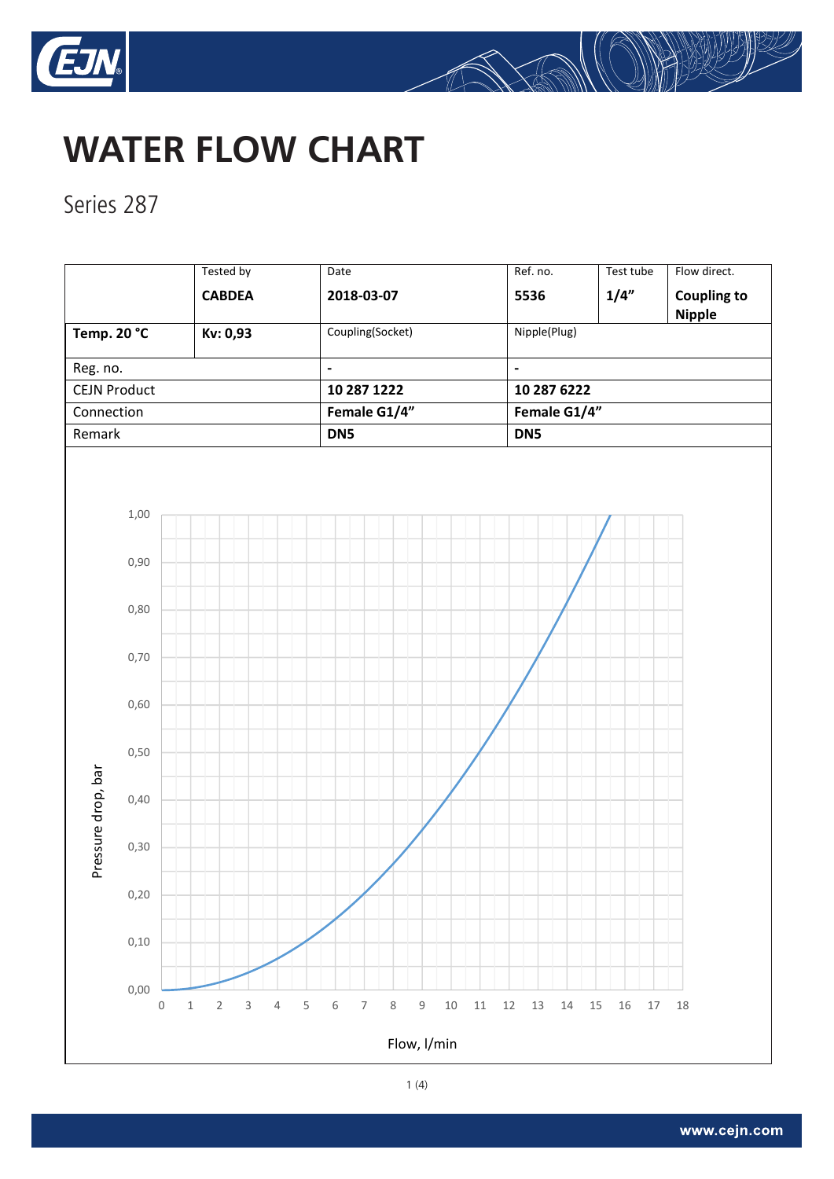# WATER FLOW CHART

Series 287

| | Tested by | Date | Ref. no. | Test tube | Flow direct. |
|---|---|---|---|---|---|
| | **CABDEA** | **2018-03-07** | **5536** | **1/4"** | **Coupling to Nipple** |
| **Temp. 20 °C** | **Kv: 0,93** | Coupling(Socket) | Nipple(Plug) | | |
| Reg. no. | | **-** | **-** | | |
| CEJN Product | | **10 287 1222** | **10 287 6222** | | |
| Connection | | **Female G1/4"** | **Female G1/4"** | | |
| Remark | | **DN5** | **DN5** | | |

Pressure drop, bar

Flow, l/min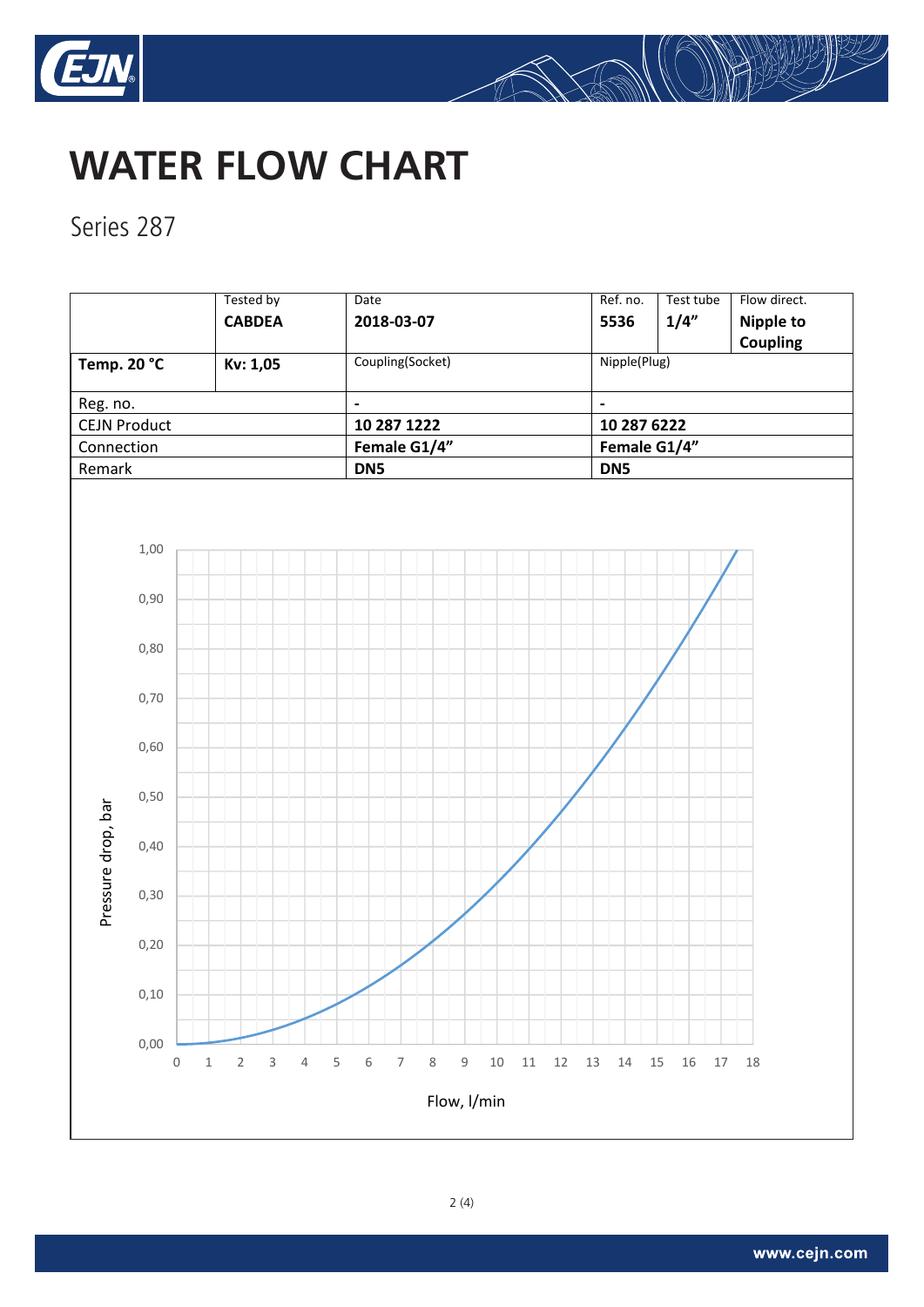# WATER FLOW CHART

Series 287

| | Tested by | Date | Ref. no. | Test tube | Flow direct. |
|---|---|---|---|---|---|
| | **CABDEA** | **2018-03-07** | **5536** | **1/4"** | **Nipple to Coupling** |
| **Temp. 20 °C** | **Kv: 1,05** | Coupling(Socket) | Nipple(Plug) | | |
| Reg. no. | | **-** | **-** | | |
| CEJN Product | | **10 287 1222** | **10 287 6222** | | |
| Connection | | **Female G1/4"** | **Female G1/4"** | | |
| Remark | | **DN5** | **DN5** | | |

Pressure drop, bar

1,00
0,90
0,80
0,70
0,60
0,50
0,40
0,30
0,20
0,10
0,00

0 1 2 3 4 5 6 7 8 9 10 11 12 13 14 15 16 17 18

Flow, l/min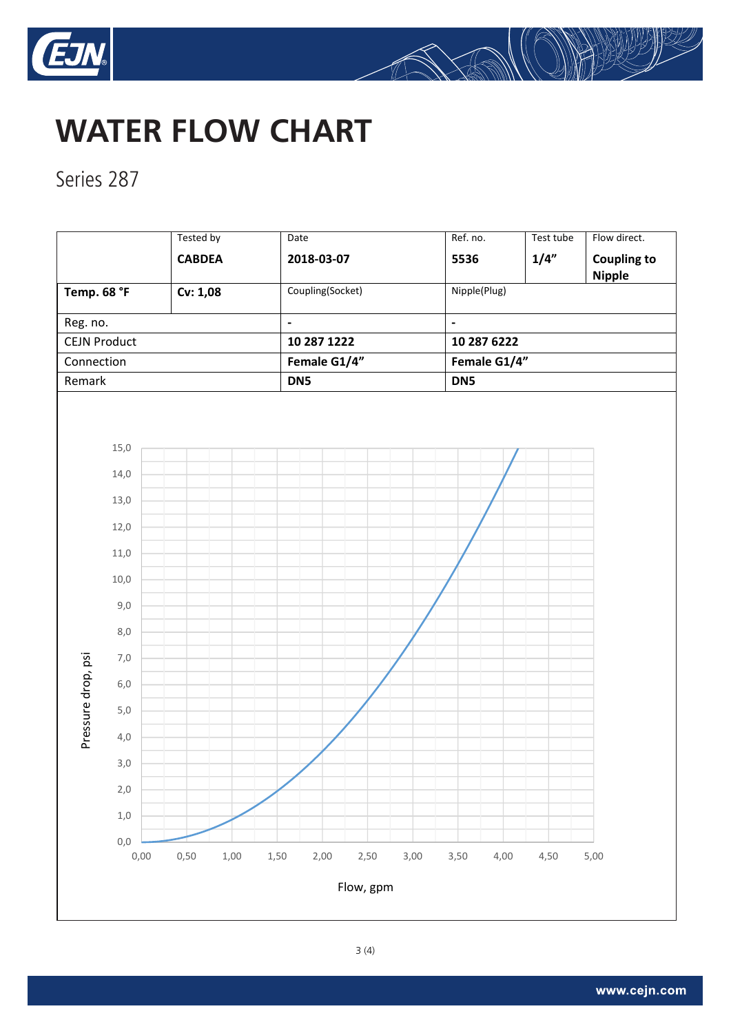# WATER FLOW CHART

Series 287

| | Tested by | Date | Ref. no. | Test tube | Flow direct. |
|---|---|---|---|---|---|
| | **CABDEA** | **2018-03-07** | **5536** | **1/4"** | **Coupling to Nipple** |
| **Temp. 68 °F** | **Cv: 1,08** | Coupling(Socket) | Nipple(Plug) | | |
| Reg. no. | | **-** | **-** | | |
| CEJN Product | | **10 287 1222** | **10 287 6222** | | |
| Connection | | **Female G1/4"** | **Female G1/4"** | | |
| Remark | | **DN5** | **DN5** | | |

Pressure drop, psi (y-axis: 0,0 – 15,0)

Flow, gpm (x-axis: 0,00 – 5,00)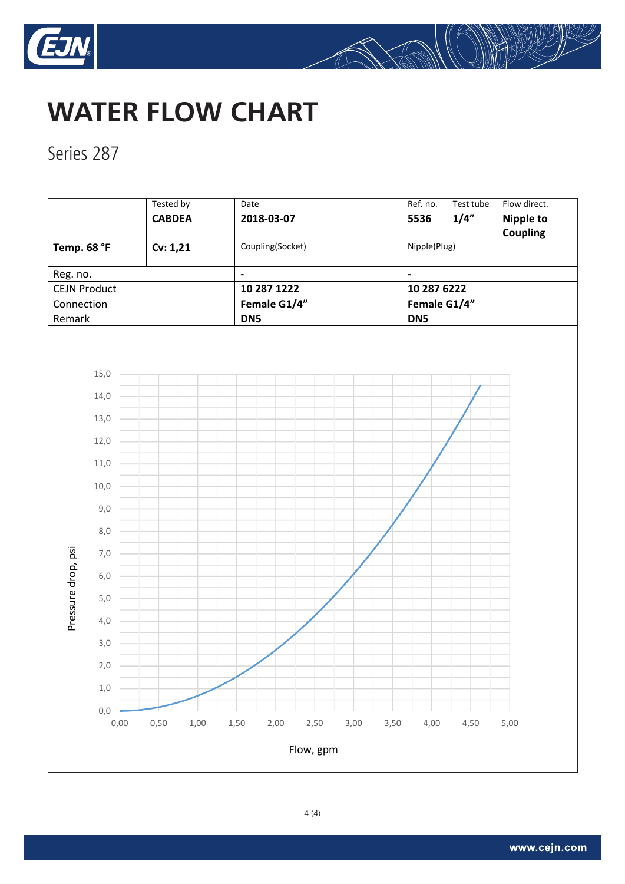# WATER FLOW CHART

Series 287

| | Tested by | Date | Ref. no. | Test tube | Flow direct. |
|---|---|---|---|---|---|
| | **CABDEA** | **2018-03-07** | **5536** | **1/4"** | **Nipple to Coupling** |
| **Temp. 68 °F** | **Cv: 1,21** | Coupling(Socket) | Nipple(Plug) | | |
| Reg. no. | | **-** | **-** | | |
| CEJN Product | | **10 287 1222** | **10 287 6222** | | |
| Connection | | **Female G1/4"** | **Female G1/4"** | | |
| Remark | | **DN5** | **DN5** | | |

Pressure drop, psi

15,0
14,0
13,0
12,0
11,0
10,0
9,0
8,0
7,0
6,0
5,0
4,0
3,0
2,0
1,0
0,0

0,00 0,50 1,00 1,50 2,00 2,50 3,00 3,50 4,00 4,50 5,00

Flow, gpm

www.cejn.com